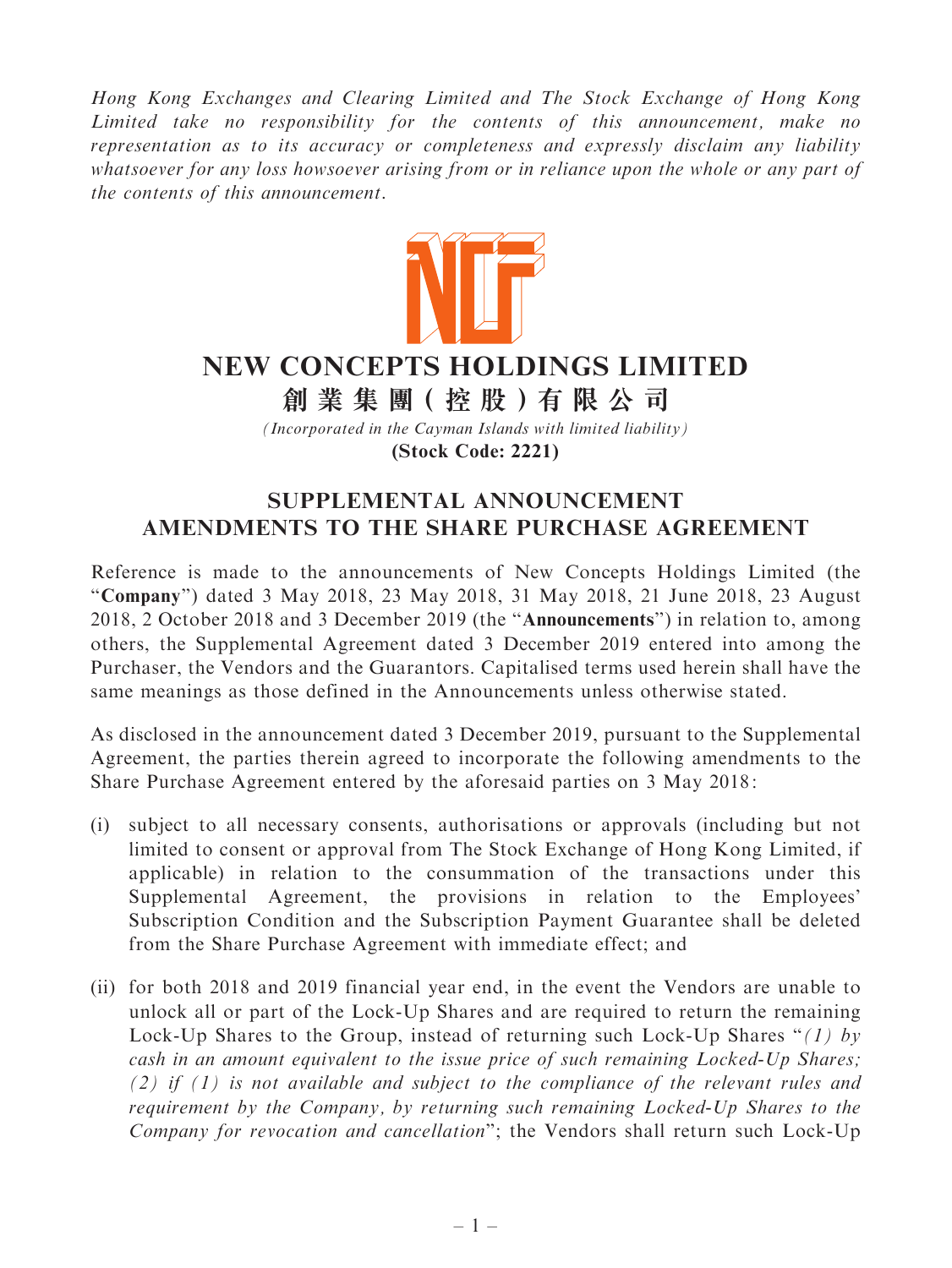*Hong Kong Exchanges and Clearing Limited and The Stock Exchange of Hong Kong Limited take no responsibility for the contents of this announcement, make no representation as to its accuracy or completeness and expressly disclaim any liability whatsoever for any loss howsoever arising from or in reliance upon the whole or any part of the contents of this announcement.*

# NEW CONCEPTS HOLDINGS LIMITED

# 創業集團(控股)有限公司

*(Incorporated in the Cayman Islands with limited liability)*

**(Stock Code: 2221)**

## SUPPLEMENTAL ANNOUNCEMENT AMENDMENTS TO THE SHARE PURCHASE AGREEMENT

Reference is made to the announcements of New Concepts Holdings Limited (the "**Company**") dated 3 May 2018, 23 May 2018, 31 May 2018, 21 June 2018, 23 August 2018, 2 October 2018 and 3 December 2019 (the "**Announcements**") in relation to, among others, the Supplemental Agreement dated 3 December 2019 entered into among the Purchaser, the Vendors and the Guarantors. Capitalised terms used herein shall have the same meanings as those defined in the Announcements unless otherwise stated.

As disclosed in the announcement dated 3 December 2019, pursuant to the Supplemental Agreement, the parties therein agreed to incorporate the following amendments to the Share Purchase Agreement entered by the aforesaid parties on 3 May 2018:

(i) subject to all necessary consents, authorisations or approvals (including but not limited to consent or approval from The Stock Exchange of Hong Kong Limited, if applicable) in relation to the consummation of the transactions under this Supplemental Agreement, the provisions in relation to the Employees' Subscription Condition and the Subscription Payment Guarantee shall be deleted from the Share Purchase Agreement with immediate effect; and

(ii) for both 2018 and 2019 financial year end, in the event the Vendors are unable to unlock all or part of the Lock-Up Shares and are required to return the remaining Lock-Up Shares to the Group, instead of returning such Lock-Up Shares "*(1) by cash in an amount equivalent to the issue price of such remaining Locked-Up Shares; (2) if (1) is not available and subject to the compliance of the relevant rules and requirement by the Company, by returning such remaining Locked-Up Shares to the Company for revocation and cancellation*"; the Vendors shall return such Lock-Up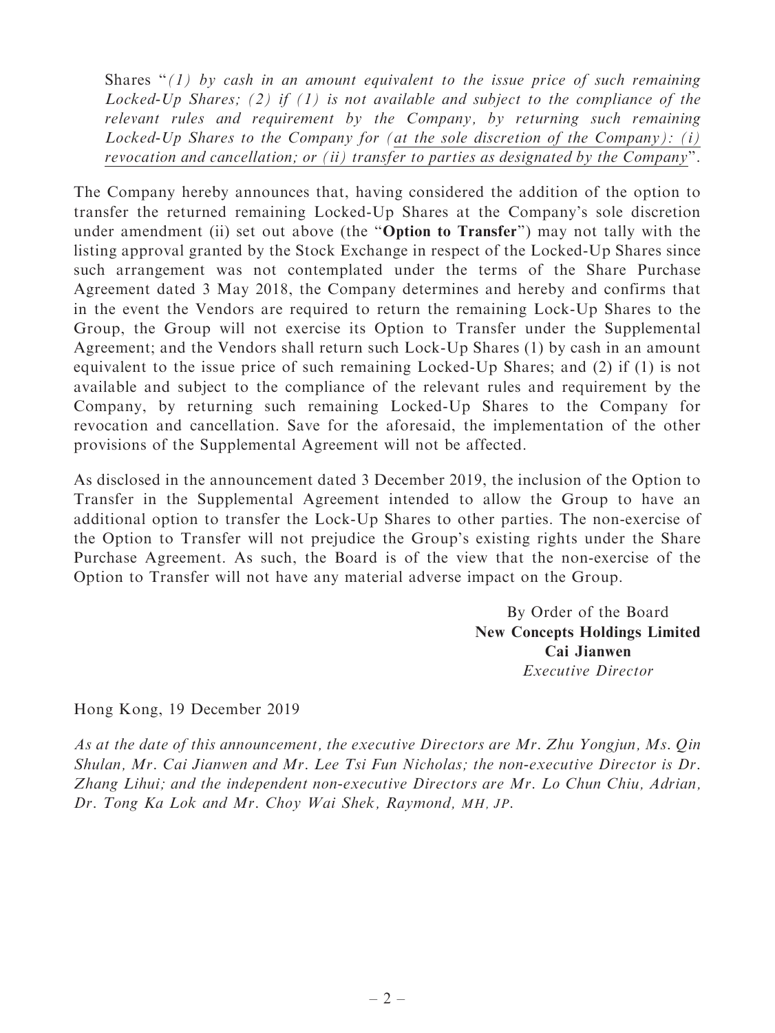Shares "*(1) by cash in an amount equivalent to the issue price of such remaining Locked-Up Shares; (2) if (1) is not available and subject to the compliance of the relevant rules and requirement by the Company, by returning such remaining Locked-Up Shares to the Company for (<u>at the sole discretion of the Company): (i) revocation and cancellation; or (ii) transfer to parties as designated by the Company</u>*".

The Company hereby announces that, having considered the addition of the option to transfer the returned remaining Locked-Up Shares at the Company's sole discretion under amendment (ii) set out above (the "**Option to Transfer**") may not tally with the listing approval granted by the Stock Exchange in respect of the Locked-Up Shares since such arrangement was not contemplated under the terms of the Share Purchase Agreement dated 3 May 2018, the Company determines and hereby and confirms that in the event the Vendors are required to return the remaining Lock-Up Shares to the Group, the Group will not exercise its Option to Transfer under the Supplemental Agreement; and the Vendors shall return such Lock-Up Shares (1) by cash in an amount equivalent to the issue price of such remaining Locked-Up Shares; and (2) if (1) is not available and subject to the compliance of the relevant rules and requirement by the Company, by returning such remaining Locked-Up Shares to the Company for revocation and cancellation. Save for the aforesaid, the implementation of the other provisions of the Supplemental Agreement will not be affected.

As disclosed in the announcement dated 3 December 2019, the inclusion of the Option to Transfer in the Supplemental Agreement intended to allow the Group to have an additional option to transfer the Lock-Up Shares to other parties. The non-exercise of the Option to Transfer will not prejudice the Group's existing rights under the Share Purchase Agreement. As such, the Board is of the view that the non-exercise of the Option to Transfer will not have any material adverse impact on the Group.

By Order of the Board
**New Concepts Holdings Limited**
**Cai Jianwen**
*Executive Director*

Hong Kong, 19 December 2019

*As at the date of this announcement, the executive Directors are Mr. Zhu Yongjun, Ms. Qin Shulan, Mr. Cai Jianwen and Mr. Lee Tsi Fun Nicholas; the non-executive Director is Dr. Zhang Lihui; and the independent non-executive Directors are Mr. Lo Chun Chiu, Adrian, Dr. Tong Ka Lok and Mr. Choy Wai Shek, Raymond, MH, JP.*